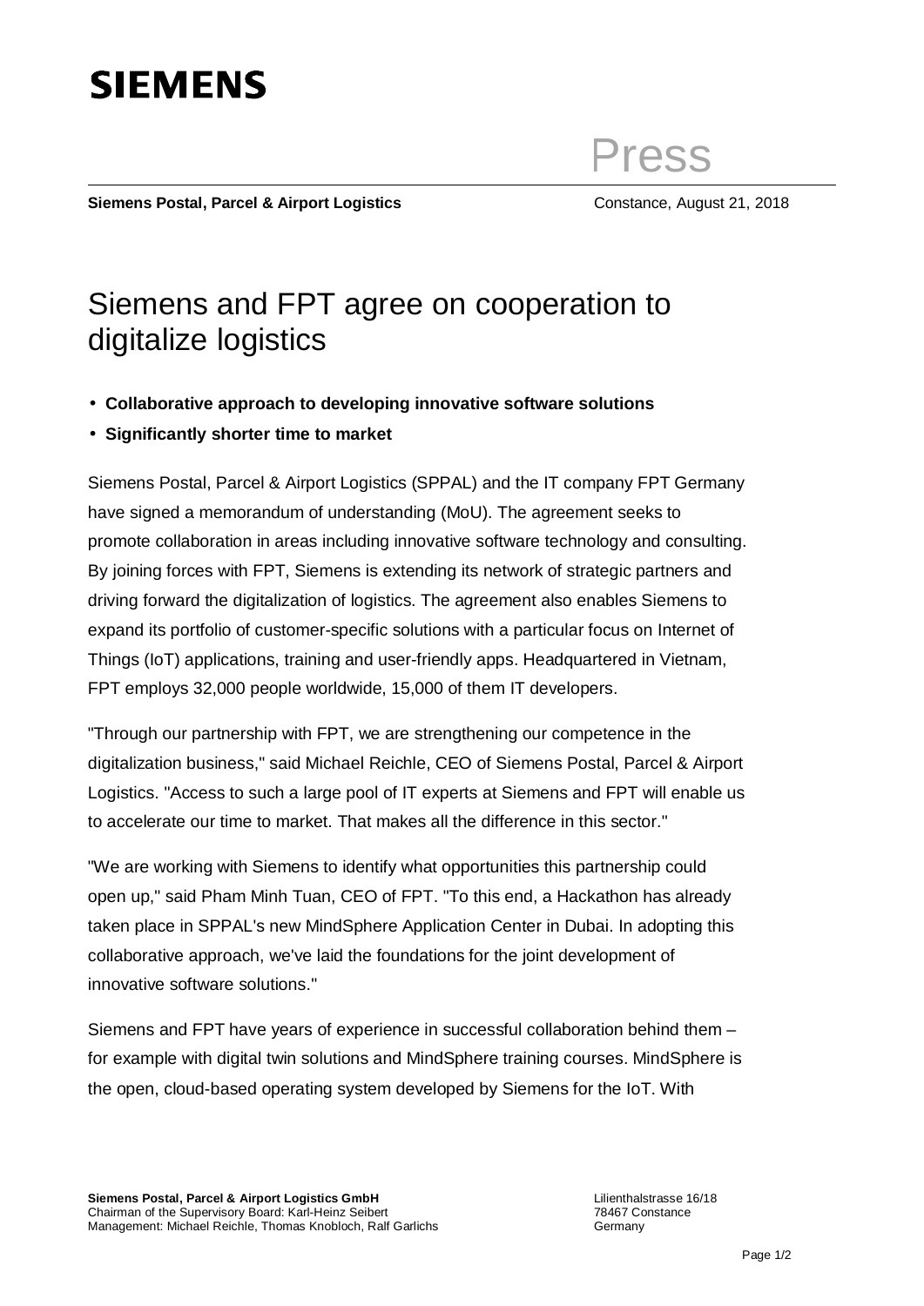SIEMENS

Press

**Siemens Postal, Parcel & Airport Logistics** Constance, August 21, 2018

# Siemens and FPT agree on cooperation to digitalize logistics

- **Collaborative approach to developing innovative software solutions**
- **Significantly shorter time to market**

Siemens Postal, Parcel & Airport Logistics (SPPAL) and the IT company FPT Germany have signed a memorandum of understanding (MoU). The agreement seeks to promote collaboration in areas including innovative software technology and consulting. By joining forces with FPT, Siemens is extending its network of strategic partners and driving forward the digitalization of logistics. The agreement also enables Siemens to expand its portfolio of customer-specific solutions with a particular focus on Internet of Things (IoT) applications, training and user-friendly apps. Headquartered in Vietnam, FPT employs 32,000 people worldwide, 15,000 of them IT developers.

"Through our partnership with FPT, we are strengthening our competence in the digitalization business," said Michael Reichle, CEO of Siemens Postal, Parcel & Airport Logistics. "Access to such a large pool of IT experts at Siemens and FPT will enable us to accelerate our time to market. That makes all the difference in this sector."

"We are working with Siemens to identify what opportunities this partnership could open up," said Pham Minh Tuan, CEO of FPT. "To this end, a Hackathon has already taken place in SPPAL's new MindSphere Application Center in Dubai. In adopting this collaborative approach, we've laid the foundations for the joint development of innovative software solutions."

Siemens and FPT have years of experience in successful collaboration behind them – for example with digital twin solutions and MindSphere training courses. MindSphere is the open, cloud-based operating system developed by Siemens for the IoT. With

**Siemens Postal, Parcel & Airport Logistics GmbH**
Chairman of the Supervisory Board: Karl-Heinz Seibert
Management: Michael Reichle, Thomas Knobloch, Ralf Garlichs

Lilienthalstrasse 16/18
78467 Constance
Germany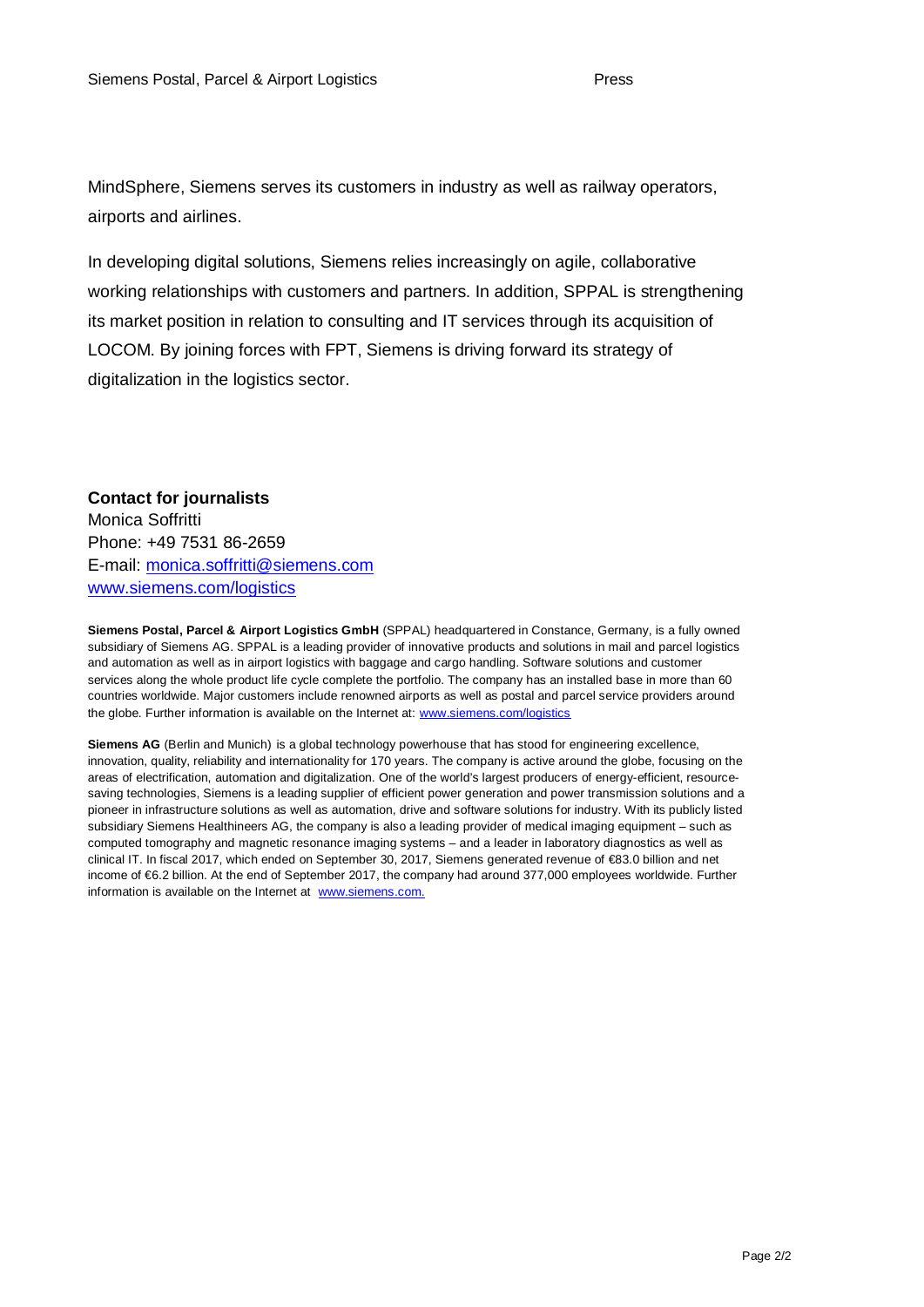MindSphere, Siemens serves its customers in industry as well as railway operators, airports and airlines.

In developing digital solutions, Siemens relies increasingly on agile, collaborative working relationships with customers and partners. In addition, SPPAL is strengthening its market position in relation to consulting and IT services through its acquisition of LOCOM. By joining forces with FPT, Siemens is driving forward its strategy of digitalization in the logistics sector.

**Contact for journalists**
Monica Soffritti
Phone: +49 7531 86-2659
E-mail: monica.soffritti@siemens.com
www.siemens.com/logistics

**Siemens Postal, Parcel & Airport Logistics GmbH** (SPPAL) headquartered in Constance, Germany, is a fully owned subsidiary of Siemens AG. SPPAL is a leading provider of innovative products and solutions in mail and parcel logistics and automation as well as in airport logistics with baggage and cargo handling. Software solutions and customer services along the whole product life cycle complete the portfolio. The company has an installed base in more than 60 countries worldwide. Major customers include renowned airports as well as postal and parcel service providers around the globe. Further information is available on the Internet at: www.siemens.com/logistics

**Siemens AG** (Berlin and Munich) is a global technology powerhouse that has stood for engineering excellence, innovation, quality, reliability and internationality for 170 years. The company is active around the globe, focusing on the areas of electrification, automation and digitalization. One of the world's largest producers of energy-efficient, resource-saving technologies, Siemens is a leading supplier of efficient power generation and power transmission solutions and a pioneer in infrastructure solutions as well as automation, drive and software solutions for industry. With its publicly listed subsidiary Siemens Healthineers AG, the company is also a leading provider of medical imaging equipment – such as computed tomography and magnetic resonance imaging systems – and a leader in laboratory diagnostics as well as clinical IT. In fiscal 2017, which ended on September 30, 2017, Siemens generated revenue of €83.0 billion and net income of €6.2 billion. At the end of September 2017, the company had around 377,000 employees worldwide. Further information is available on the Internet at www.siemens.com.